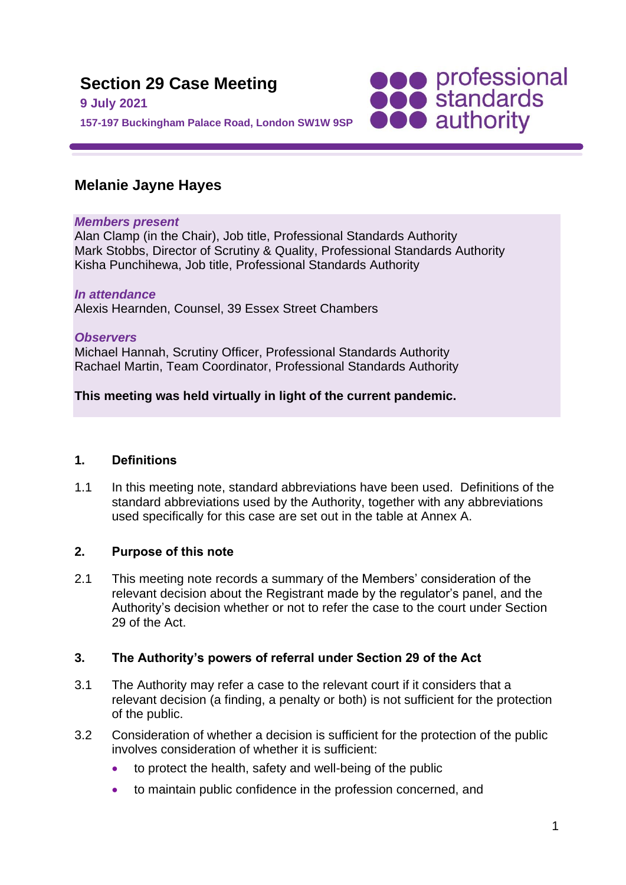# Section 29 Case Meeting

**9 July 2021**

**157-197 Buckingham Palace Road, London SW1W 9SP**

professional standards authority

## Melanie Jayne Hayes

***Members present***

Alan Clamp (in the Chair), Job title, Professional Standards Authority
Mark Stobbs, Director of Scrutiny & Quality, Professional Standards Authority
Kisha Punchihewa, Job title, Professional Standards Authority

***In attendance***

Alexis Hearnden, Counsel, 39 Essex Street Chambers

***Observers***

Michael Hannah, Scrutiny Officer, Professional Standards Authority
Rachael Martin, Team Coordinator, Professional Standards Authority

**This meeting was held virtually in light of the current pandemic.**

### 1. Definitions

1.1 In this meeting note, standard abbreviations have been used. Definitions of the standard abbreviations used by the Authority, together with any abbreviations used specifically for this case are set out in the table at Annex A.

### 2. Purpose of this note

2.1 This meeting note records a summary of the Members' consideration of the relevant decision about the Registrant made by the regulator's panel, and the Authority's decision whether or not to refer the case to the court under Section 29 of the Act.

### 3. The Authority's powers of referral under Section 29 of the Act

3.1 The Authority may refer a case to the relevant court if it considers that a relevant decision (a finding, a penalty or both) is not sufficient for the protection of the public.

3.2 Consideration of whether a decision is sufficient for the protection of the public involves consideration of whether it is sufficient:

- to protect the health, safety and well-being of the public
- to maintain public confidence in the profession concerned, and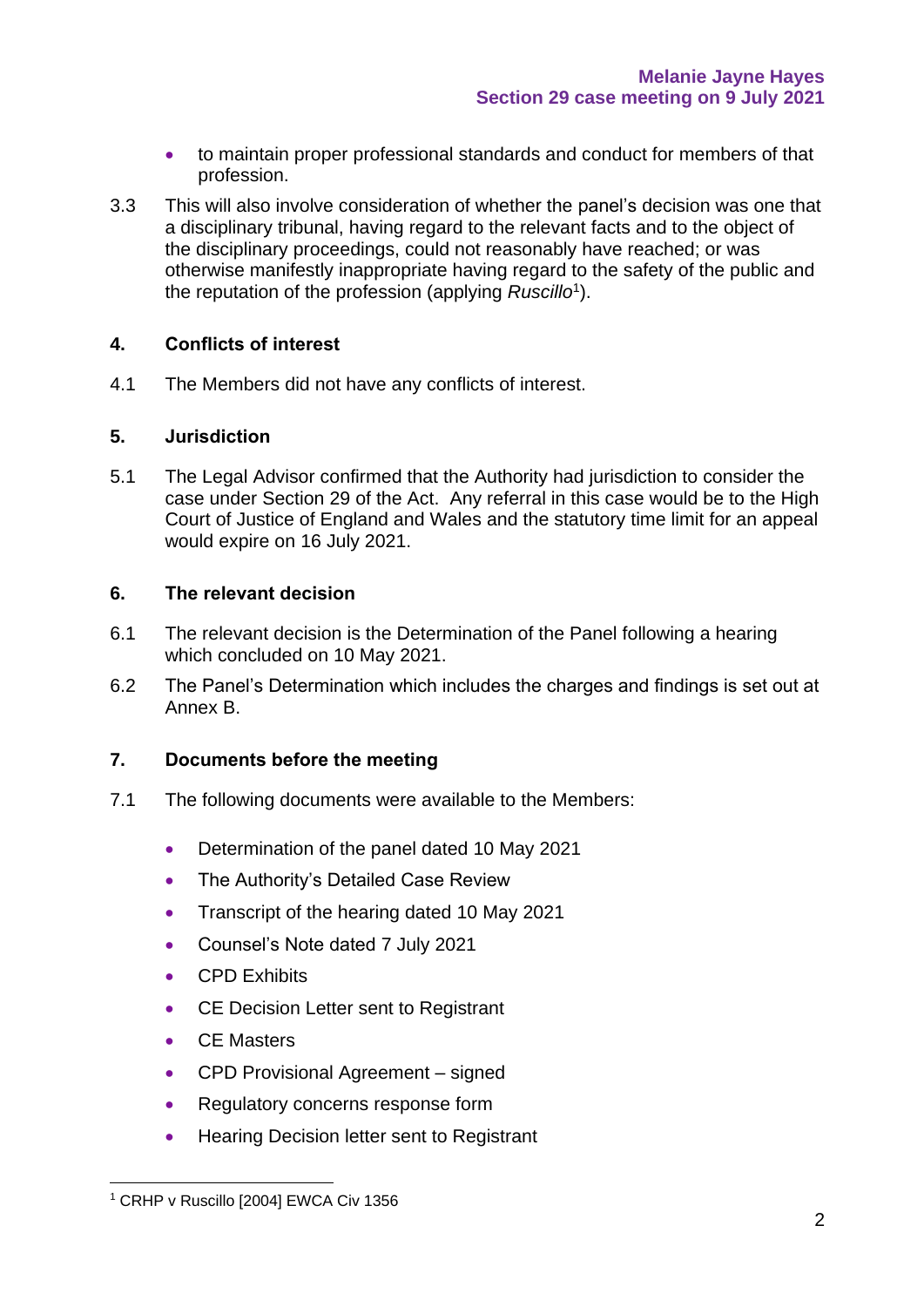- to maintain proper professional standards and conduct for members of that profession.

3.3 This will also involve consideration of whether the panel's decision was one that a disciplinary tribunal, having regard to the relevant facts and to the object of the disciplinary proceedings, could not reasonably have reached; or was otherwise manifestly inappropriate having regard to the safety of the public and the reputation of the profession (applying *Ruscillo*[1]).

## 4. Conflicts of interest

4.1 The Members did not have any conflicts of interest.

## 5. Jurisdiction

5.1 The Legal Advisor confirmed that the Authority had jurisdiction to consider the case under Section 29 of the Act. Any referral in this case would be to the High Court of Justice of England and Wales and the statutory time limit for an appeal would expire on 16 July 2021.

## 6. The relevant decision

6.1 The relevant decision is the Determination of the Panel following a hearing which concluded on 10 May 2021.

6.2 The Panel's Determination which includes the charges and findings is set out at Annex B.

## 7. Documents before the meeting

7.1 The following documents were available to the Members:

- Determination of the panel dated 10 May 2021
- The Authority's Detailed Case Review
- Transcript of the hearing dated 10 May 2021
- Counsel's Note dated 7 July 2021
- CPD Exhibits
- CE Decision Letter sent to Registrant
- CE Masters
- CPD Provisional Agreement – signed
- Regulatory concerns response form
- Hearing Decision letter sent to Registrant

---

[1] CRHP v Ruscillo [2004] EWCA Civ 1356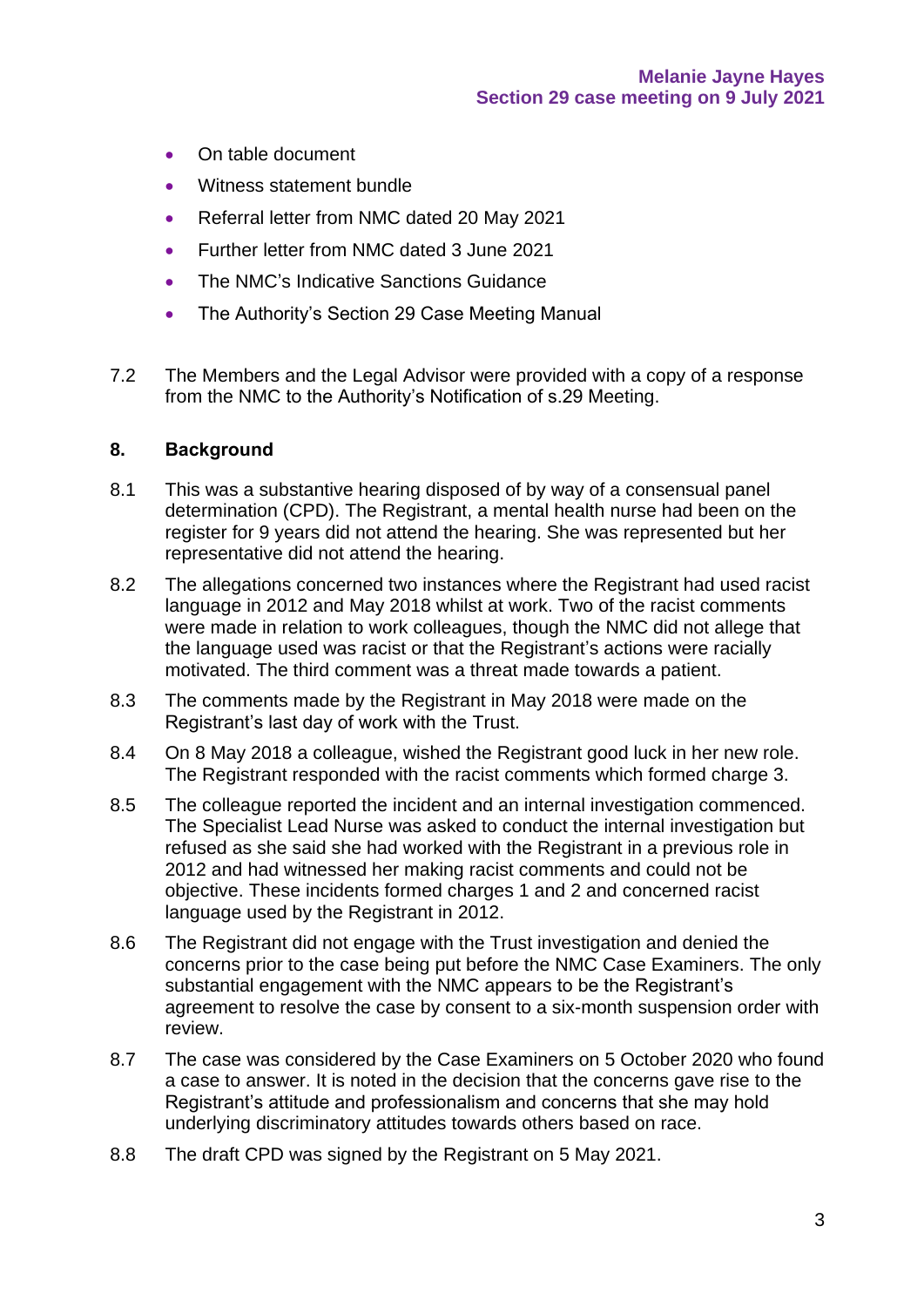- On table document
- Witness statement bundle
- Referral letter from NMC dated 20 May 2021
- Further letter from NMC dated 3 June 2021
- The NMC's Indicative Sanctions Guidance
- The Authority's Section 29 Case Meeting Manual

7.2 The Members and the Legal Advisor were provided with a copy of a response from the NMC to the Authority's Notification of s.29 Meeting.

## 8. Background

8.1 This was a substantive hearing disposed of by way of a consensual panel determination (CPD). The Registrant, a mental health nurse had been on the register for 9 years did not attend the hearing. She was represented but her representative did not attend the hearing.

8.2 The allegations concerned two instances where the Registrant had used racist language in 2012 and May 2018 whilst at work. Two of the racist comments were made in relation to work colleagues, though the NMC did not allege that the language used was racist or that the Registrant's actions were racially motivated. The third comment was a threat made towards a patient.

8.3 The comments made by the Registrant in May 2018 were made on the Registrant's last day of work with the Trust.

8.4 On 8 May 2018 a colleague, wished the Registrant good luck in her new role. The Registrant responded with the racist comments which formed charge 3.

8.5 The colleague reported the incident and an internal investigation commenced. The Specialist Lead Nurse was asked to conduct the internal investigation but refused as she said she had worked with the Registrant in a previous role in 2012 and had witnessed her making racist comments and could not be objective. These incidents formed charges 1 and 2 and concerned racist language used by the Registrant in 2012.

8.6 The Registrant did not engage with the Trust investigation and denied the concerns prior to the case being put before the NMC Case Examiners. The only substantial engagement with the NMC appears to be the Registrant's agreement to resolve the case by consent to a six-month suspension order with review.

8.7 The case was considered by the Case Examiners on 5 October 2020 who found a case to answer. It is noted in the decision that the concerns gave rise to the Registrant's attitude and professionalism and concerns that she may hold underlying discriminatory attitudes towards others based on race.

8.8 The draft CPD was signed by the Registrant on 5 May 2021.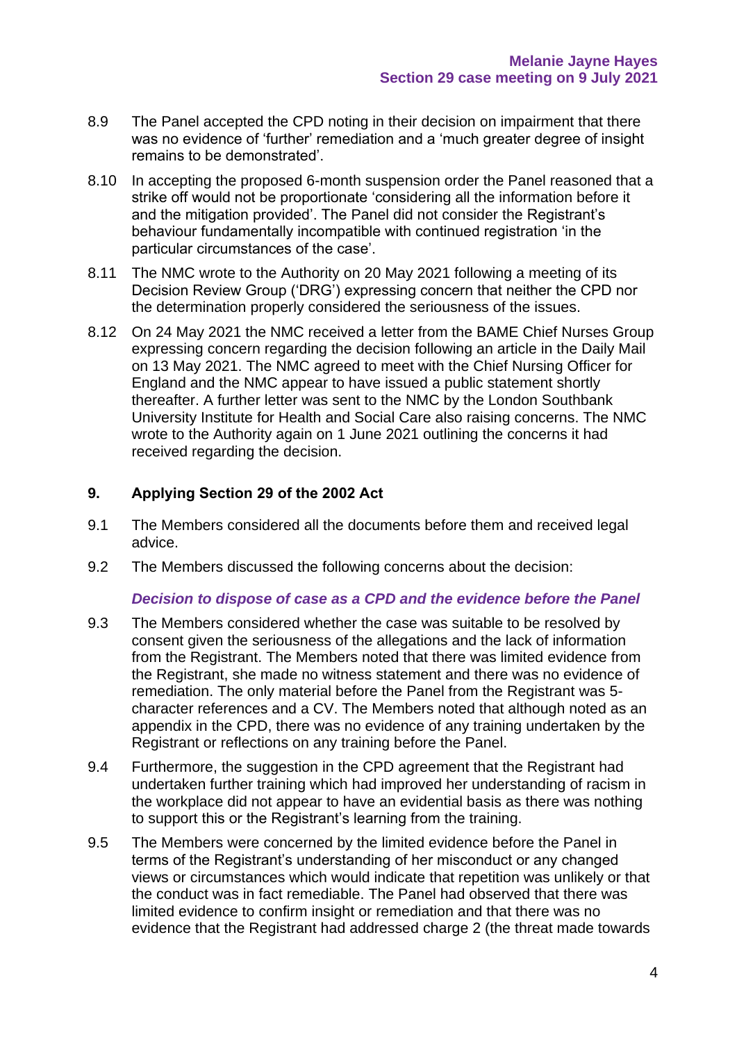8.9 The Panel accepted the CPD noting in their decision on impairment that there was no evidence of 'further' remediation and a 'much greater degree of insight remains to be demonstrated'.

8.10 In accepting the proposed 6-month suspension order the Panel reasoned that a strike off would not be proportionate 'considering all the information before it and the mitigation provided'. The Panel did not consider the Registrant's behaviour fundamentally incompatible with continued registration 'in the particular circumstances of the case'.

8.11 The NMC wrote to the Authority on 20 May 2021 following a meeting of its Decision Review Group ('DRG') expressing concern that neither the CPD nor the determination properly considered the seriousness of the issues.

8.12 On 24 May 2021 the NMC received a letter from the BAME Chief Nurses Group expressing concern regarding the decision following an article in the Daily Mail on 13 May 2021. The NMC agreed to meet with the Chief Nursing Officer for England and the NMC appear to have issued a public statement shortly thereafter. A further letter was sent to the NMC by the London Southbank University Institute for Health and Social Care also raising concerns. The NMC wrote to the Authority again on 1 June 2021 outlining the concerns it had received regarding the decision.

## 9. Applying Section 29 of the 2002 Act

9.1 The Members considered all the documents before them and received legal advice.

9.2 The Members discussed the following concerns about the decision:

***Decision to dispose of case as a CPD and the evidence before the Panel***

9.3 The Members considered whether the case was suitable to be resolved by consent given the seriousness of the allegations and the lack of information from the Registrant. The Members noted that there was limited evidence from the Registrant, she made no witness statement and there was no evidence of remediation. The only material before the Panel from the Registrant was 5-character references and a CV. The Members noted that although noted as an appendix in the CPD, there was no evidence of any training undertaken by the Registrant or reflections on any training before the Panel.

9.4 Furthermore, the suggestion in the CPD agreement that the Registrant had undertaken further training which had improved her understanding of racism in the workplace did not appear to have an evidential basis as there was nothing to support this or the Registrant's learning from the training.

9.5 The Members were concerned by the limited evidence before the Panel in terms of the Registrant's understanding of her misconduct or any changed views or circumstances which would indicate that repetition was unlikely or that the conduct was in fact remediable. The Panel had observed that there was limited evidence to confirm insight or remediation and that there was no evidence that the Registrant had addressed charge 2 (the threat made towards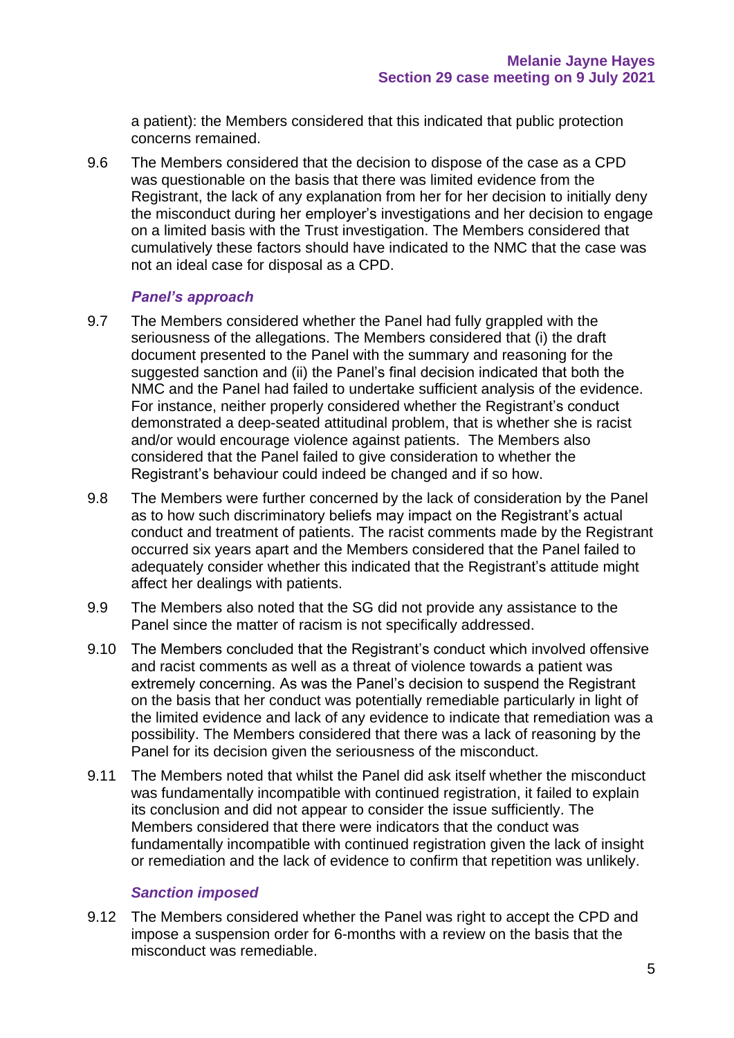a patient): the Members considered that this indicated that public protection concerns remained.

9.6 The Members considered that the decision to dispose of the case as a CPD was questionable on the basis that there was limited evidence from the Registrant, the lack of any explanation from her for her decision to initially deny the misconduct during her employer's investigations and her decision to engage on a limited basis with the Trust investigation. The Members considered that cumulatively these factors should have indicated to the NMC that the case was not an ideal case for disposal as a CPD.

### *Panel's approach*

9.7 The Members considered whether the Panel had fully grappled with the seriousness of the allegations. The Members considered that (i) the draft document presented to the Panel with the summary and reasoning for the suggested sanction and (ii) the Panel's final decision indicated that both the NMC and the Panel had failed to undertake sufficient analysis of the evidence. For instance, neither properly considered whether the Registrant's conduct demonstrated a deep-seated attitudinal problem, that is whether she is racist and/or would encourage violence against patients. The Members also considered that the Panel failed to give consideration to whether the Registrant's behaviour could indeed be changed and if so how.

9.8 The Members were further concerned by the lack of consideration by the Panel as to how such discriminatory beliefs may impact on the Registrant's actual conduct and treatment of patients. The racist comments made by the Registrant occurred six years apart and the Members considered that the Panel failed to adequately consider whether this indicated that the Registrant's attitude might affect her dealings with patients.

9.9 The Members also noted that the SG did not provide any assistance to the Panel since the matter of racism is not specifically addressed.

9.10 The Members concluded that the Registrant's conduct which involved offensive and racist comments as well as a threat of violence towards a patient was extremely concerning. As was the Panel's decision to suspend the Registrant on the basis that her conduct was potentially remediable particularly in light of the limited evidence and lack of any evidence to indicate that remediation was a possibility. The Members considered that there was a lack of reasoning by the Panel for its decision given the seriousness of the misconduct.

9.11 The Members noted that whilst the Panel did ask itself whether the misconduct was fundamentally incompatible with continued registration, it failed to explain its conclusion and did not appear to consider the issue sufficiently. The Members considered that there were indicators that the conduct was fundamentally incompatible with continued registration given the lack of insight or remediation and the lack of evidence to confirm that repetition was unlikely.

### *Sanction imposed*

9.12 The Members considered whether the Panel was right to accept the CPD and impose a suspension order for 6-months with a review on the basis that the misconduct was remediable.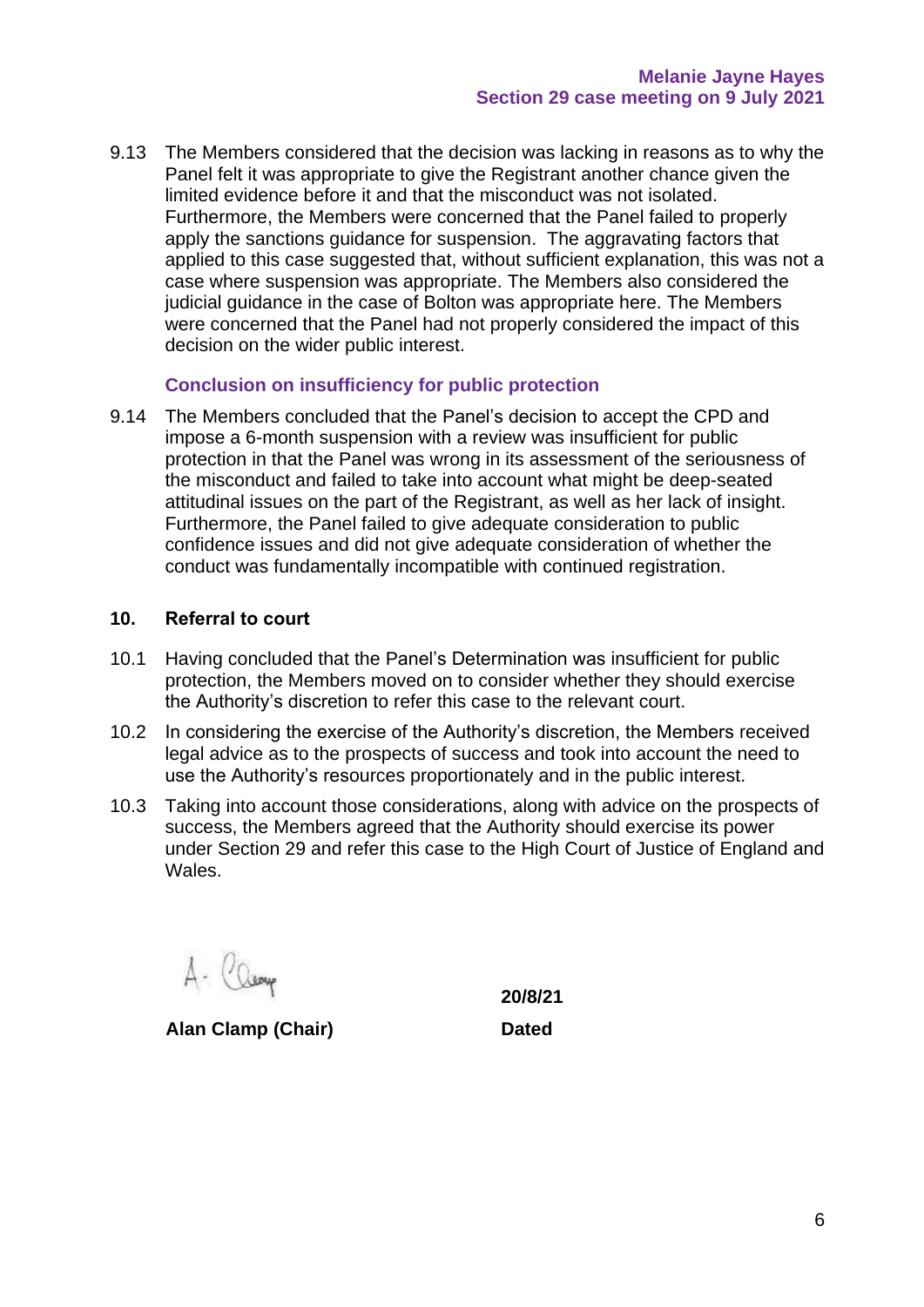9.13 The Members considered that the decision was lacking in reasons as to why the Panel felt it was appropriate to give the Registrant another chance given the limited evidence before it and that the misconduct was not isolated. Furthermore, the Members were concerned that the Panel failed to properly apply the sanctions guidance for suspension. The aggravating factors that applied to this case suggested that, without sufficient explanation, this was not a case where suspension was appropriate. The Members also considered the judicial guidance in the case of Bolton was appropriate here. The Members were concerned that the Panel had not properly considered the impact of this decision on the wider public interest.

### Conclusion on insufficiency for public protection

9.14 The Members concluded that the Panel's decision to accept the CPD and impose a 6-month suspension with a review was insufficient for public protection in that the Panel was wrong in its assessment of the seriousness of the misconduct and failed to take into account what might be deep-seated attitudinal issues on the part of the Registrant, as well as her lack of insight. Furthermore, the Panel failed to give adequate consideration to public confidence issues and did not give adequate consideration of whether the conduct was fundamentally incompatible with continued registration.

## 10. Referral to court

10.1 Having concluded that the Panel's Determination was insufficient for public protection, the Members moved on to consider whether they should exercise the Authority's discretion to refer this case to the relevant court.

10.2 In considering the exercise of the Authority's discretion, the Members received legal advice as to the prospects of success and took into account the need to use the Authority's resources proportionately and in the public interest.

10.3 Taking into account those considerations, along with advice on the prospects of success, the Members agreed that the Authority should exercise its power under Section 29 and refer this case to the High Court of Justice of England and Wales.

A. Clamp

**Alan Clamp (Chair)**

**20/8/21**

**Dated**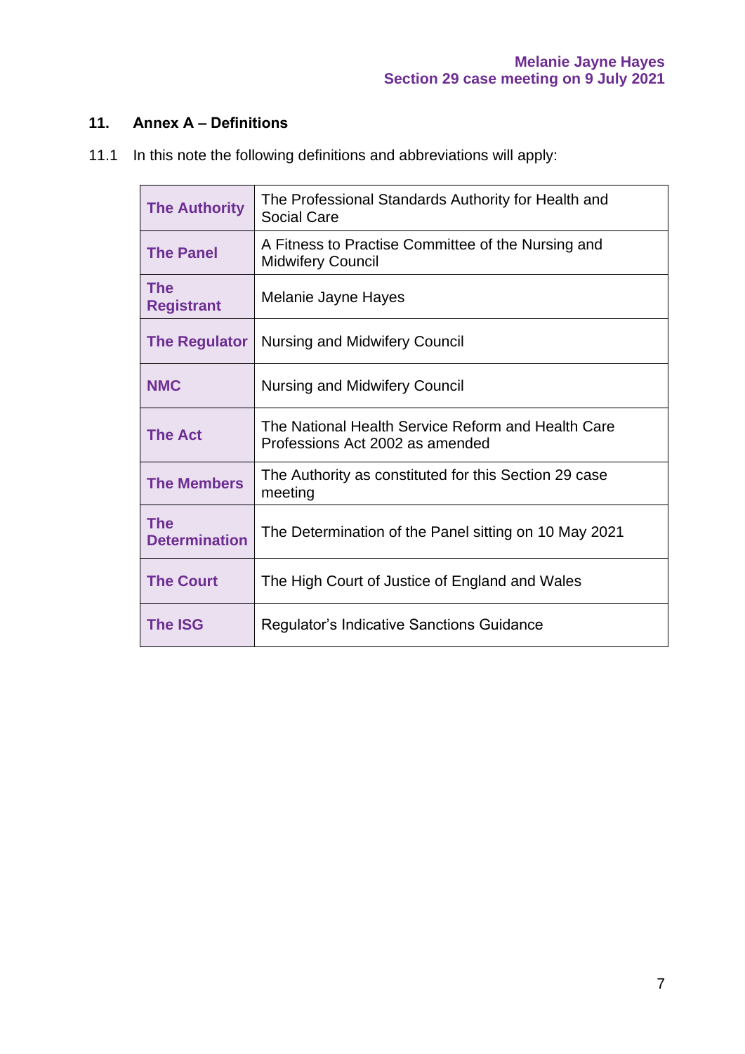## 11. Annex A – Definitions

11.1 In this note the following definitions and abbreviations will apply:

| | |
|---|---|
| **The Authority** | The Professional Standards Authority for Health and Social Care |
| **The Panel** | A Fitness to Practise Committee of the Nursing and Midwifery Council |
| **The Registrant** | Melanie Jayne Hayes |
| **The Regulator** | Nursing and Midwifery Council |
| **NMC** | Nursing and Midwifery Council |
| **The Act** | The National Health Service Reform and Health Care Professions Act 2002 as amended |
| **The Members** | The Authority as constituted for this Section 29 case meeting |
| **The Determination** | The Determination of the Panel sitting on 10 May 2021 |
| **The Court** | The High Court of Justice of England and Wales |
| **The ISG** | Regulator's Indicative Sanctions Guidance |